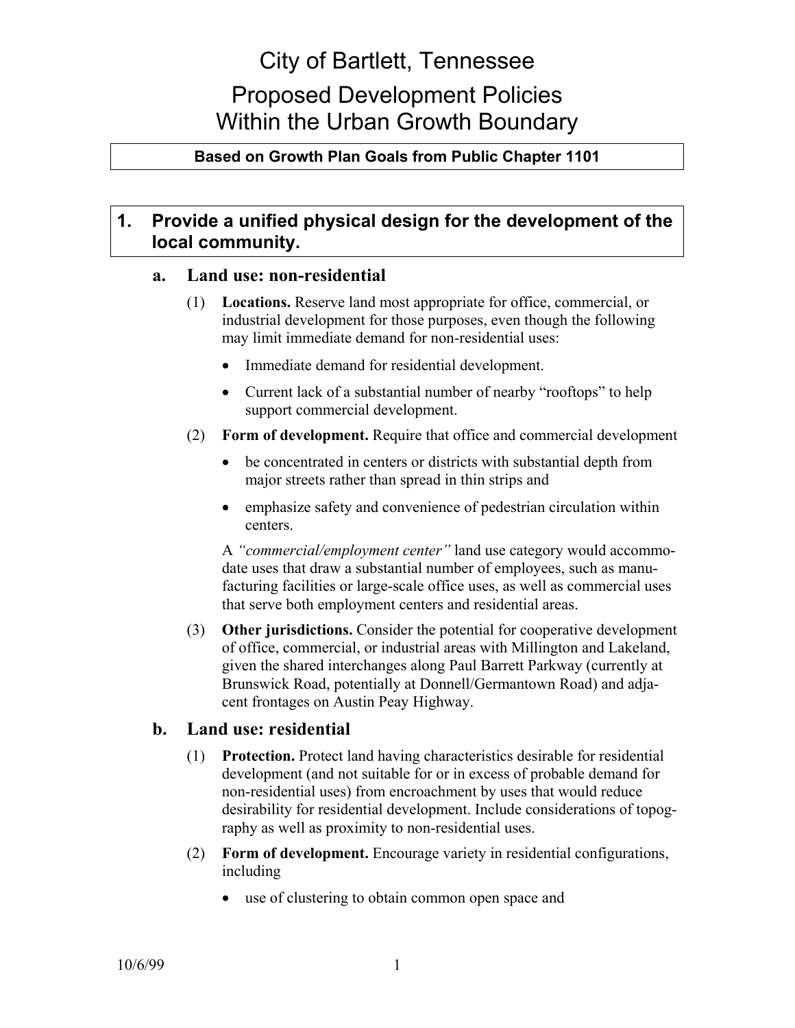# City of Bartlett, Tennessee

# Proposed Development Policies Within the Urban Growth Boundary

**Based on Growth Plan Goals from Public Chapter 1101**

## 1. Provide a unified physical design for the development of the local community.

### a. Land use: non-residential

(1) **Locations.** Reserve land most appropriate for office, commercial, or industrial development for those purposes, even though the following may limit immediate demand for non-residential uses:

- Immediate demand for residential development.
- Current lack of a substantial number of nearby "rooftops" to help support commercial development.

(2) **Form of development.** Require that office and commercial development

- be concentrated in centers or districts with substantial depth from major streets rather than spread in thin strips and
- emphasize safety and convenience of pedestrian circulation within centers.

A *"commercial/employment center"* land use category would accommodate uses that draw a substantial number of employees, such as manufacturing facilities or large-scale office uses, as well as commercial uses that serve both employment centers and residential areas.

(3) **Other jurisdictions.** Consider the potential for cooperative development of office, commercial, or industrial areas with Millington and Lakeland, given the shared interchanges along Paul Barrett Parkway (currently at Brunswick Road, potentially at Donnell/Germantown Road) and adjacent frontages on Austin Peay Highway.

### b. Land use: residential

(1) **Protection.** Protect land having characteristics desirable for residential development (and not suitable for or in excess of probable demand for non-residential uses) from encroachment by uses that would reduce desirability for residential development. Include considerations of topography as well as proximity to non-residential uses.

(2) **Form of development.** Encourage variety in residential configurations, including

- use of clustering to obtain common open space and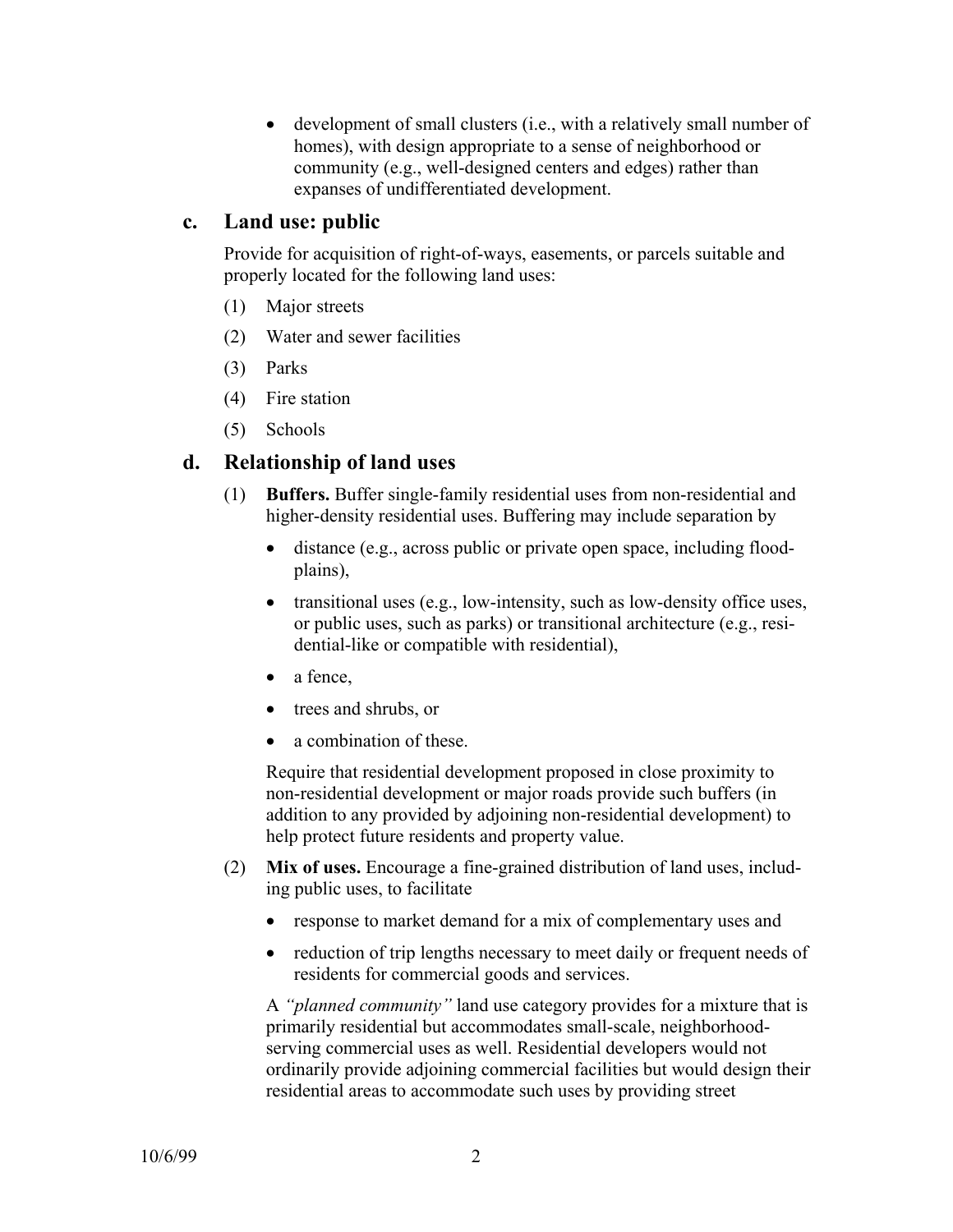- development of small clusters (i.e., with a relatively small number of homes), with design appropriate to a sense of neighborhood or community (e.g., well-designed centers and edges) rather than expanses of undifferentiated development.

## c. Land use: public

Provide for acquisition of right-of-ways, easements, or parcels suitable and properly located for the following land uses:

(1) Major streets

(2) Water and sewer facilities

(3) Parks

(4) Fire station

(5) Schools

## d. Relationship of land uses

(1) **Buffers.** Buffer single-family residential uses from non-residential and higher-density residential uses. Buffering may include separation by

- distance (e.g., across public or private open space, including flood-plains),
- transitional uses (e.g., low-intensity, such as low-density office uses, or public uses, such as parks) or transitional architecture (e.g., residential-like or compatible with residential),
- a fence,
- trees and shrubs, or
- a combination of these.

Require that residential development proposed in close proximity to non-residential development or major roads provide such buffers (in addition to any provided by adjoining non-residential development) to help protect future residents and property value.

(2) **Mix of uses.** Encourage a fine-grained distribution of land uses, including public uses, to facilitate

- response to market demand for a mix of complementary uses and
- reduction of trip lengths necessary to meet daily or frequent needs of residents for commercial goods and services.

A *"planned community"* land use category provides for a mixture that is primarily residential but accommodates small-scale, neighborhood-serving commercial uses as well. Residential developers would not ordinarily provide adjoining commercial facilities but would design their residential areas to accommodate such uses by providing street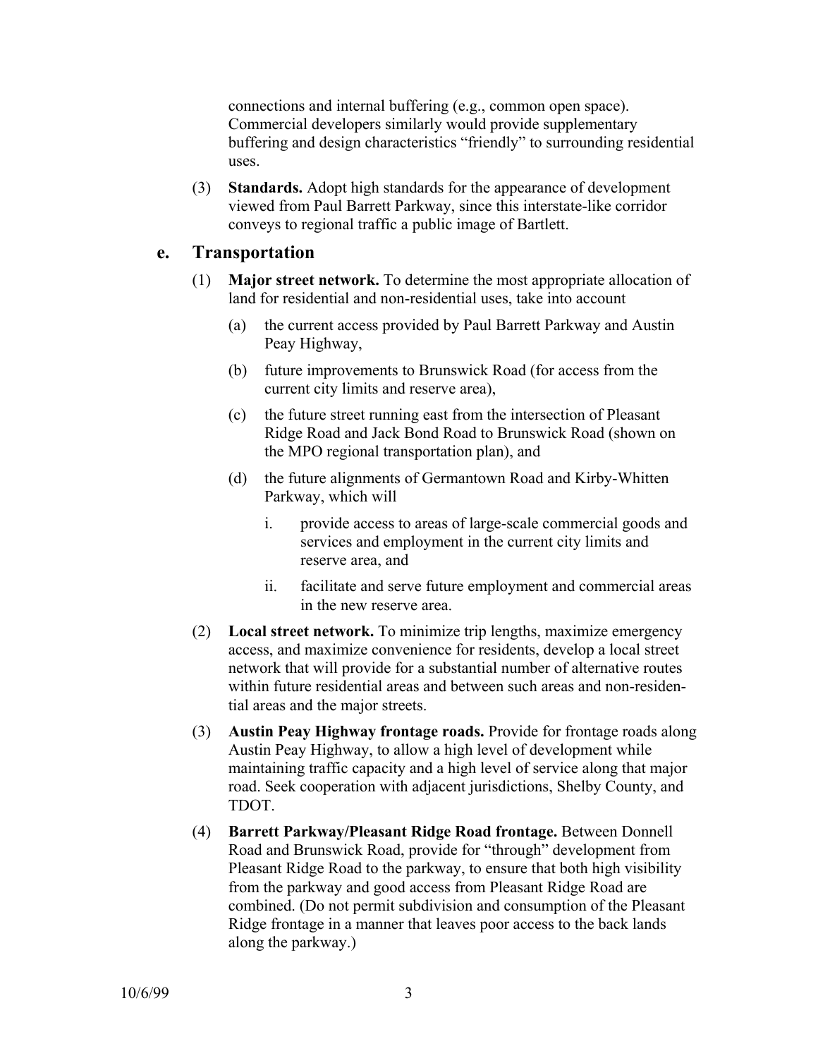connections and internal buffering (e.g., common open space). Commercial developers similarly would provide supplementary buffering and design characteristics "friendly" to surrounding residential uses.

(3) **Standards.** Adopt high standards for the appearance of development viewed from Paul Barrett Parkway, since this interstate-like corridor conveys to regional traffic a public image of Bartlett.

## e. Transportation

(1) **Major street network.** To determine the most appropriate allocation of land for residential and non-residential uses, take into account

  (a) the current access provided by Paul Barrett Parkway and Austin Peay Highway,

  (b) future improvements to Brunswick Road (for access from the current city limits and reserve area),

  (c) the future street running east from the intersection of Pleasant Ridge Road and Jack Bond Road to Brunswick Road (shown on the MPO regional transportation plan), and

  (d) the future alignments of Germantown Road and Kirby-Whitten Parkway, which will

    i. provide access to areas of large-scale commercial goods and services and employment in the current city limits and reserve area, and

    ii. facilitate and serve future employment and commercial areas in the new reserve area.

(2) **Local street network.** To minimize trip lengths, maximize emergency access, and maximize convenience for residents, develop a local street network that will provide for a substantial number of alternative routes within future residential areas and between such areas and non-residential areas and the major streets.

(3) **Austin Peay Highway frontage roads.** Provide for frontage roads along Austin Peay Highway, to allow a high level of development while maintaining traffic capacity and a high level of service along that major road. Seek cooperation with adjacent jurisdictions, Shelby County, and TDOT.

(4) **Barrett Parkway/Pleasant Ridge Road frontage.** Between Donnell Road and Brunswick Road, provide for "through" development from Pleasant Ridge Road to the parkway, to ensure that both high visibility from the parkway and good access from Pleasant Ridge Road are combined. (Do not permit subdivision and consumption of the Pleasant Ridge frontage in a manner that leaves poor access to the back lands along the parkway.)

10/6/99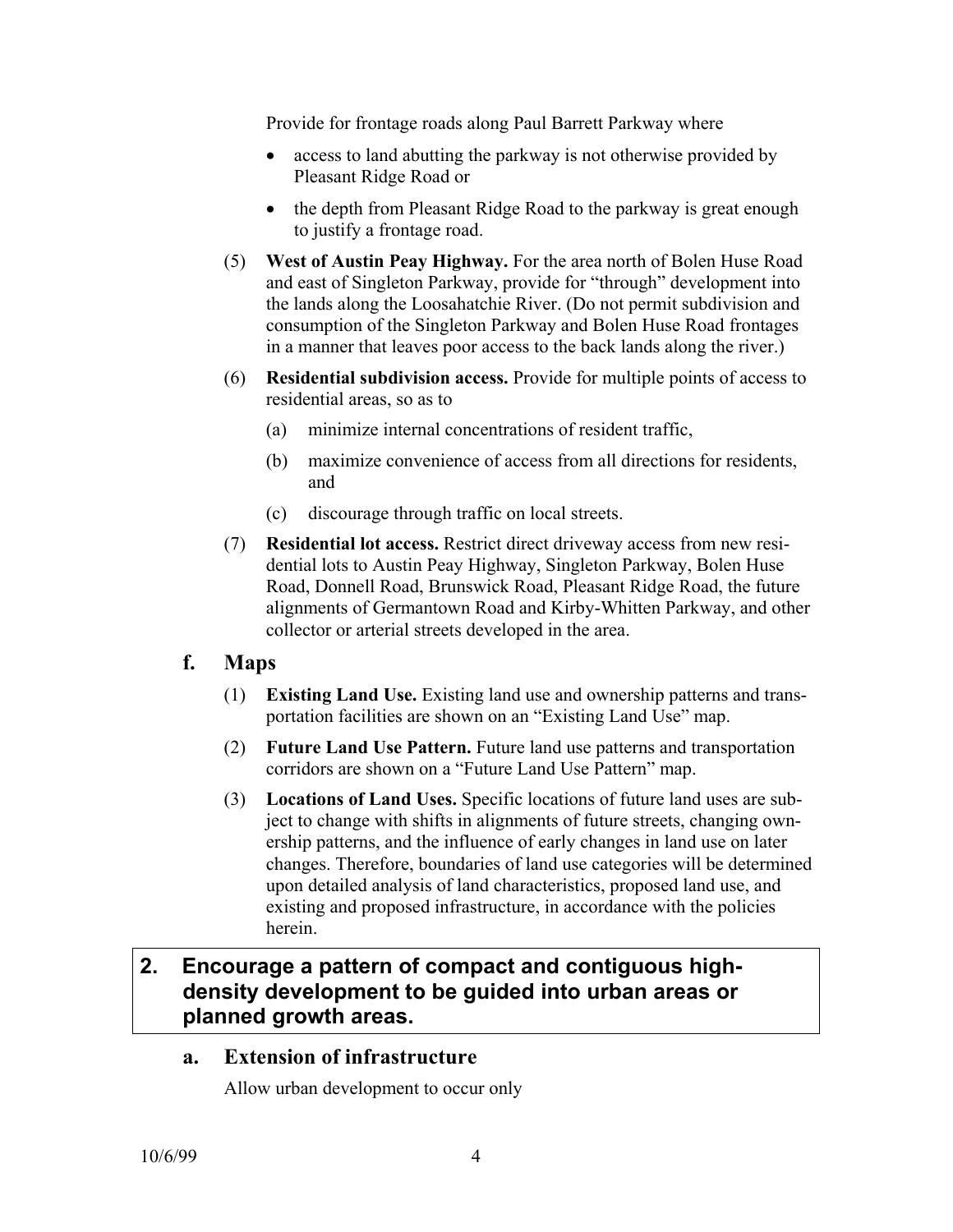Provide for frontage roads along Paul Barrett Parkway where

- access to land abutting the parkway is not otherwise provided by Pleasant Ridge Road or
- the depth from Pleasant Ridge Road to the parkway is great enough to justify a frontage road.

(5) **West of Austin Peay Highway.** For the area north of Bolen Huse Road and east of Singleton Parkway, provide for "through" development into the lands along the Loosahatchie River. (Do not permit subdivision and consumption of the Singleton Parkway and Bolen Huse Road frontages in a manner that leaves poor access to the back lands along the river.)

(6) **Residential subdivision access.** Provide for multiple points of access to residential areas, so as to

(a) minimize internal concentrations of resident traffic,

(b) maximize convenience of access from all directions for residents, and

(c) discourage through traffic on local streets.

(7) **Residential lot access.** Restrict direct driveway access from new residential lots to Austin Peay Highway, Singleton Parkway, Bolen Huse Road, Donnell Road, Brunswick Road, Pleasant Ridge Road, the future alignments of Germantown Road and Kirby-Whitten Parkway, and other collector or arterial streets developed in the area.

### f. Maps

(1) **Existing Land Use.** Existing land use and ownership patterns and transportation facilities are shown on an "Existing Land Use" map.

(2) **Future Land Use Pattern.** Future land use patterns and transportation corridors are shown on a "Future Land Use Pattern" map.

(3) **Locations of Land Uses.** Specific locations of future land uses are subject to change with shifts in alignments of future streets, changing ownership patterns, and the influence of early changes in land use on later changes. Therefore, boundaries of land use categories will be determined upon detailed analysis of land characteristics, proposed land use, and existing and proposed infrastructure, in accordance with the policies herein.

## 2. Encourage a pattern of compact and contiguous high-density development to be guided into urban areas or planned growth areas.

### a. Extension of infrastructure

Allow urban development to occur only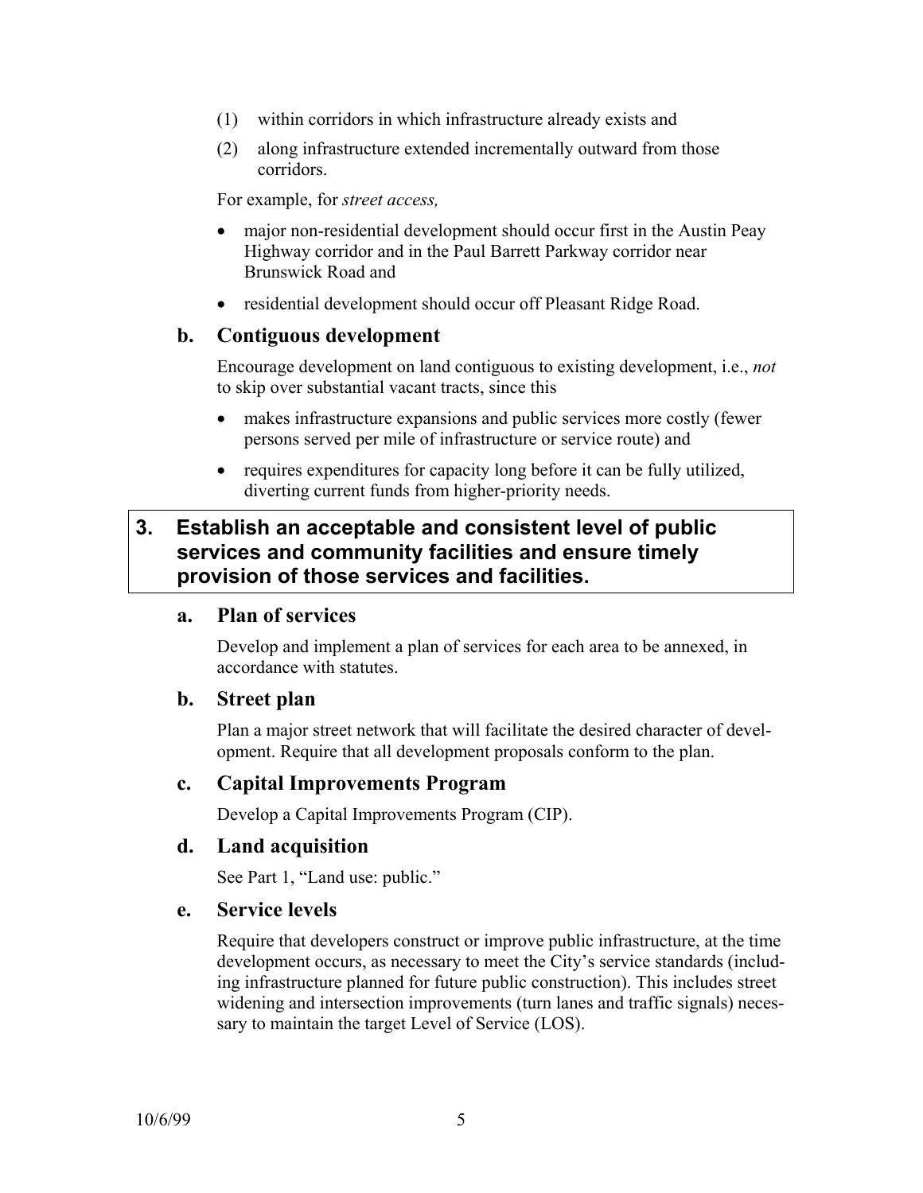(1) within corridors in which infrastructure already exists and

(2) along infrastructure extended incrementally outward from those corridors.

For example, for *street access,*

- major non-residential development should occur first in the Austin Peay Highway corridor and in the Paul Barrett Parkway corridor near Brunswick Road and
- residential development should occur off Pleasant Ridge Road.

### b. Contiguous development

Encourage development on land contiguous to existing development, i.e., *not* to skip over substantial vacant tracts, since this

- makes infrastructure expansions and public services more costly (fewer persons served per mile of infrastructure or service route) and
- requires expenditures for capacity long before it can be fully utilized, diverting current funds from higher-priority needs.

## 3. Establish an acceptable and consistent level of public services and community facilities and ensure timely provision of those services and facilities.

### a. Plan of services

Develop and implement a plan of services for each area to be annexed, in accordance with statutes.

### b. Street plan

Plan a major street network that will facilitate the desired character of development. Require that all development proposals conform to the plan.

### c. Capital Improvements Program

Develop a Capital Improvements Program (CIP).

### d. Land acquisition

See Part 1, "Land use: public."

### e. Service levels

Require that developers construct or improve public infrastructure, at the time development occurs, as necessary to meet the City's service standards (including infrastructure planned for future public construction). This includes street widening and intersection improvements (turn lanes and traffic signals) necessary to maintain the target Level of Service (LOS).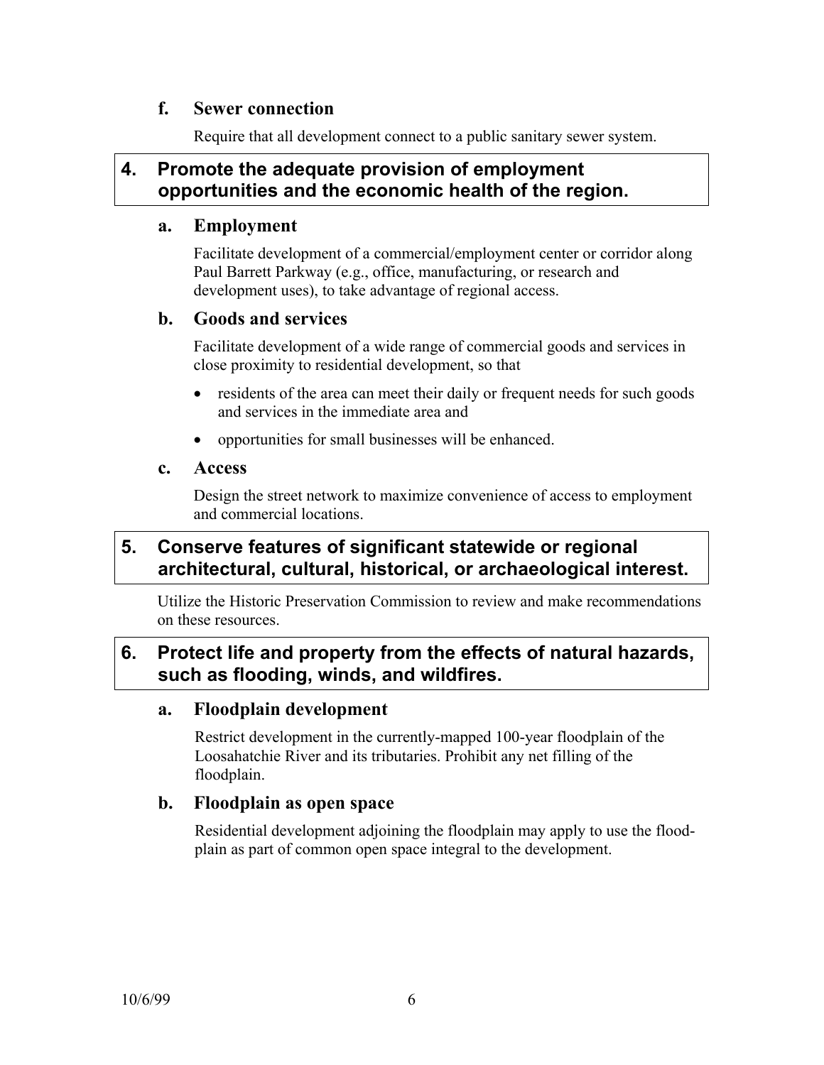### f. Sewer connection

Require that all development connect to a public sanitary sewer system.

## 4. Promote the adequate provision of employment opportunities and the economic health of the region.

### a. Employment

Facilitate development of a commercial/employment center or corridor along Paul Barrett Parkway (e.g., office, manufacturing, or research and development uses), to take advantage of regional access.

### b. Goods and services

Facilitate development of a wide range of commercial goods and services in close proximity to residential development, so that

- residents of the area can meet their daily or frequent needs for such goods and services in the immediate area and
- opportunities for small businesses will be enhanced.

### c. Access

Design the street network to maximize convenience of access to employment and commercial locations.

## 5. Conserve features of significant statewide or regional architectural, cultural, historical, or archaeological interest.

Utilize the Historic Preservation Commission to review and make recommendations on these resources.

## 6. Protect life and property from the effects of natural hazards, such as flooding, winds, and wildfires.

### a. Floodplain development

Restrict development in the currently-mapped 100-year floodplain of the Loosahatchie River and its tributaries. Prohibit any net filling of the floodplain.

### b. Floodplain as open space

Residential development adjoining the floodplain may apply to use the flood-plain as part of common open space integral to the development.

10/6/99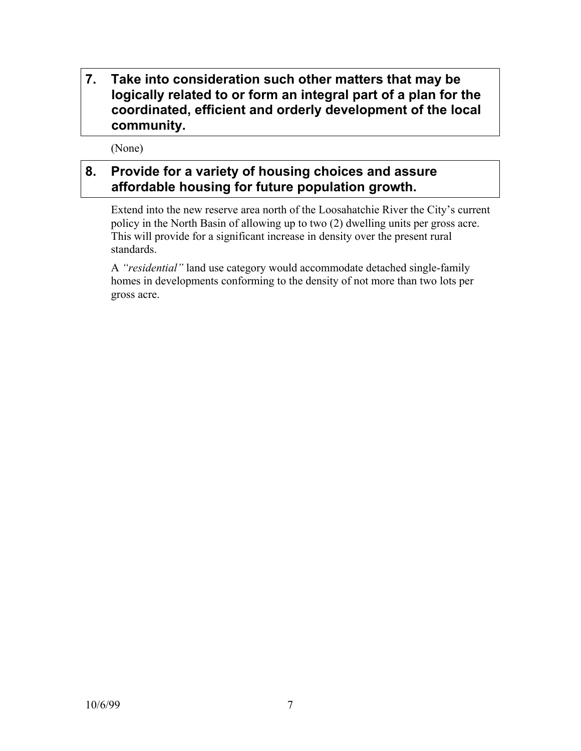## 7. Take into consideration such other matters that may be logically related to or form an integral part of a plan for the coordinated, efficient and orderly development of the local community.

(None)

## 8. Provide for a variety of housing choices and assure affordable housing for future population growth.

Extend into the new reserve area north of the Loosahatchie River the City's current policy in the North Basin of allowing up to two (2) dwelling units per gross acre. This will provide for a significant increase in density over the present rural standards.

A *"residential"* land use category would accommodate detached single-family homes in developments conforming to the density of not more than two lots per gross acre.